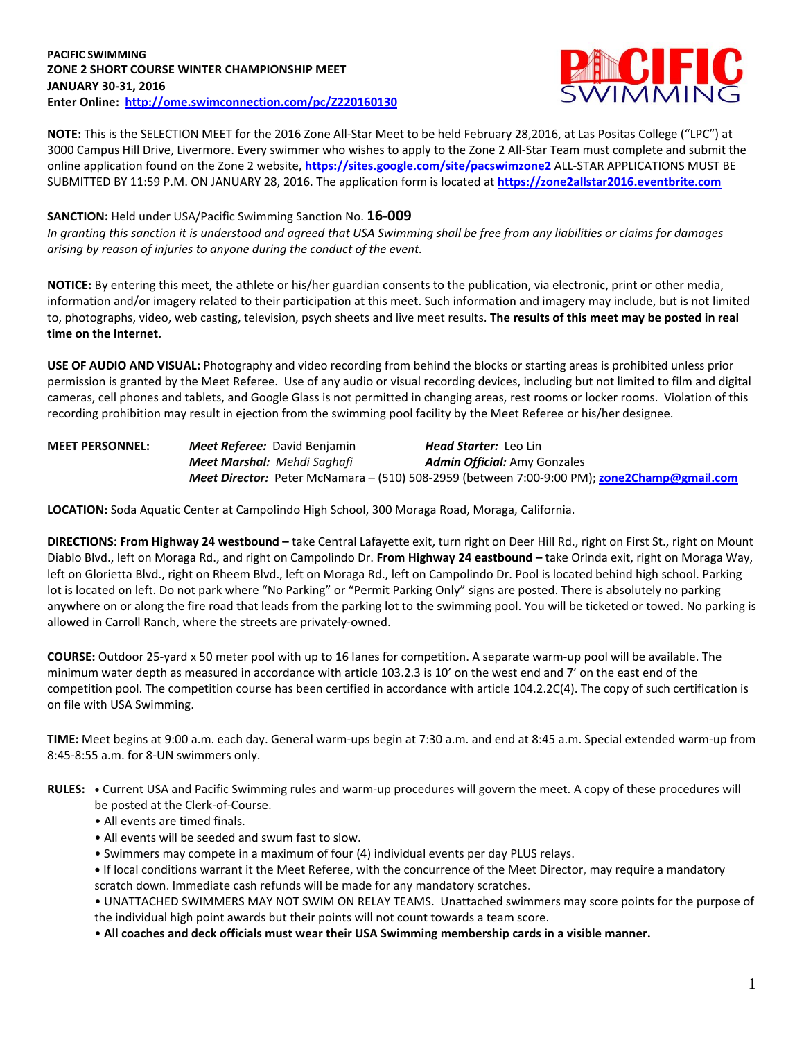**PACIFIC SWIMMING**
**ZONE 2 SHORT COURSE WINTER CHAMPIONSHIP MEET**
**JANUARY 30-31, 2016**
**Enter Online: [http://ome.swimconnection.com/pc/Z220160130](http://ome.swimconnection.com/pc/Z220160130)**

**NOTE:** This is the SELECTION MEET for the 2016 Zone All-Star Meet to be held February 28,2016, at Las Positas College ("LPC") at 3000 Campus Hill Drive, Livermore. Every swimmer who wishes to apply to the Zone 2 All-Star Team must complete and submit the online application found on the Zone 2 website, **https://sites.google.com/site/pacswimzone2** ALL-STAR APPLICATIONS MUST BE SUBMITTED BY 11:59 P.M. ON JANUARY 28, 2016. The application form is located at **[https://zone2allstar2016.eventbrite.com](https://zone2allstar2016.eventbrite.com)**

**SANCTION:** Held under USA/Pacific Swimming Sanction No. **16-009**
*In granting this sanction it is understood and agreed that USA Swimming shall be free from any liabilities or claims for damages arising by reason of injuries to anyone during the conduct of the event.*

**NOTICE:** By entering this meet, the athlete or his/her guardian consents to the publication, via electronic, print or other media, information and/or imagery related to their participation at this meet. Such information and imagery may include, but is not limited to, photographs, video, web casting, television, psych sheets and live meet results. **The results of this meet may be posted in real time on the Internet.**

**USE OF AUDIO AND VISUAL:** Photography and video recording from behind the blocks or starting areas is prohibited unless prior permission is granted by the Meet Referee. Use of any audio or visual recording devices, including but not limited to film and digital cameras, cell phones and tablets, and Google Glass is not permitted in changing areas, rest rooms or locker rooms. Violation of this recording prohibition may result in ejection from the swimming pool facility by the Meet Referee or his/her designee.

**MEET PERSONNEL:** ***Meet Referee:*** David Benjamin — ***Head Starter:*** Leo Lin
***Meet Marshal:*** *Mehdi Saghafi* — ***Admin Official:*** Amy Gonzales
***Meet Director:*** Peter McNamara – (510) 508-2959 (between 7:00-9:00 PM); **[zone2Champ@gmail.com](mailto:zone2Champ@gmail.com)**

**LOCATION:** Soda Aquatic Center at Campolindo High School, 300 Moraga Road, Moraga, California.

**DIRECTIONS: From Highway 24 westbound –** take Central Lafayette exit, turn right on Deer Hill Rd., right on First St., right on Mount Diablo Blvd., left on Moraga Rd., and right on Campolindo Dr. **From Highway 24 eastbound –** take Orinda exit, right on Moraga Way, left on Glorietta Blvd., right on Rheem Blvd., left on Moraga Rd., left on Campolindo Dr. Pool is located behind high school. Parking lot is located on left. Do not park where "No Parking" or "Permit Parking Only" signs are posted. There is absolutely no parking anywhere on or along the fire road that leads from the parking lot to the swimming pool. You will be ticketed or towed. No parking is allowed in Carroll Ranch, where the streets are privately-owned.

**COURSE:** Outdoor 25-yard x 50 meter pool with up to 16 lanes for competition. A separate warm-up pool will be available. The minimum water depth as measured in accordance with article 103.2.3 is 10' on the west end and 7' on the east end of the competition pool. The competition course has been certified in accordance with article 104.2.2C(4). The copy of such certification is on file with USA Swimming.

**TIME:** Meet begins at 9:00 a.m. each day. General warm-ups begin at 7:30 a.m. and end at 8:45 a.m. Special extended warm-up from 8:45-8:55 a.m. for 8-UN swimmers only.

**RULES:**
- Current USA and Pacific Swimming rules and warm-up procedures will govern the meet. A copy of these procedures will be posted at the Clerk-of-Course.
- All events are timed finals.
- All events will be seeded and swum fast to slow.
- Swimmers may compete in a maximum of four (4) individual events per day PLUS relays.
- If local conditions warrant it the Meet Referee, with the concurrence of the Meet Director, may require a mandatory scratch down. Immediate cash refunds will be made for any mandatory scratches.
- UNATTACHED SWIMMERS MAY NOT SWIM ON RELAY TEAMS. Unattached swimmers may score points for the purpose of the individual high point awards but their points will not count towards a team score.
- **All coaches and deck officials must wear their USA Swimming membership cards in a visible manner.**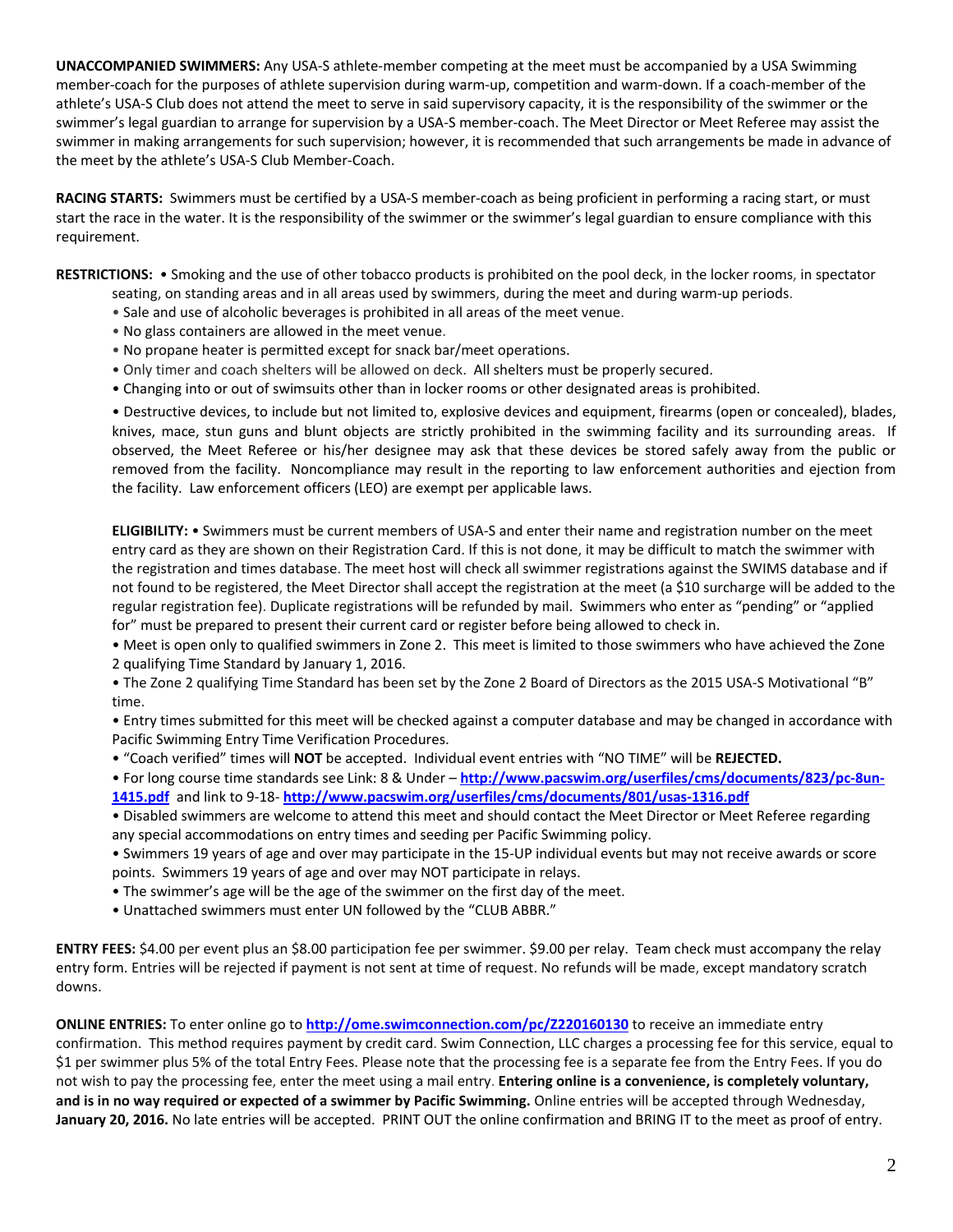**UNACCOMPANIED SWIMMERS:** Any USA-S athlete-member competing at the meet must be accompanied by a USA Swimming member-coach for the purposes of athlete supervision during warm-up, competition and warm-down. If a coach-member of the athlete's USA-S Club does not attend the meet to serve in said supervisory capacity, it is the responsibility of the swimmer or the swimmer's legal guardian to arrange for supervision by a USA-S member-coach. The Meet Director or Meet Referee may assist the swimmer in making arrangements for such supervision; however, it is recommended that such arrangements be made in advance of the meet by the athlete's USA-S Club Member-Coach.

**RACING STARTS:** Swimmers must be certified by a USA-S member-coach as being proficient in performing a racing start, or must start the race in the water. It is the responsibility of the swimmer or the swimmer's legal guardian to ensure compliance with this requirement.

**RESTRICTIONS:**
- Smoking and the use of other tobacco products is prohibited on the pool deck, in the locker rooms, in spectator seating, on standing areas and in all areas used by swimmers, during the meet and during warm-up periods.
- Sale and use of alcoholic beverages is prohibited in all areas of the meet venue.
- No glass containers are allowed in the meet venue.
- No propane heater is permitted except for snack bar/meet operations.
- Only timer and coach shelters will be allowed on deck. All shelters must be properly secured.
- Changing into or out of swimsuits other than in locker rooms or other designated areas is prohibited.
- Destructive devices, to include but not limited to, explosive devices and equipment, firearms (open or concealed), blades, knives, mace, stun guns and blunt objects are strictly prohibited in the swimming facility and its surrounding areas. If observed, the Meet Referee or his/her designee may ask that these devices be stored safely away from the public or removed from the facility. Noncompliance may result in the reporting to law enforcement authorities and ejection from the facility. Law enforcement officers (LEO) are exempt per applicable laws.

**ELIGIBILITY:**
- Swimmers must be current members of USA-S and enter their name and registration number on the meet entry card as they are shown on their Registration Card. If this is not done, it may be difficult to match the swimmer with the registration and times database. The meet host will check all swimmer registrations against the SWIMS database and if not found to be registered, the Meet Director shall accept the registration at the meet (a $10 surcharge will be added to the regular registration fee). Duplicate registrations will be refunded by mail. Swimmers who enter as "pending" or "applied for" must be prepared to present their current card or register before being allowed to check in.
- Meet is open only to qualified swimmers in Zone 2. This meet is limited to those swimmers who have achieved the Zone 2 qualifying Time Standard by January 1, 2016.
- The Zone 2 qualifying Time Standard has been set by the Zone 2 Board of Directors as the 2015 USA-S Motivational "B" time.
- Entry times submitted for this meet will be checked against a computer database and may be changed in accordance with Pacific Swimming Entry Time Verification Procedures.
- "Coach verified" times will **NOT** be accepted. Individual event entries with "NO TIME" will be **REJECTED.**
- For long course time standards see Link: 8 & Under – **http://www.pacswim.org/userfiles/cms/documents/823/pc-8un-1415.pdf** and link to 9-18- **http://www.pacswim.org/userfiles/cms/documents/801/usas-1316.pdf**
- Disabled swimmers are welcome to attend this meet and should contact the Meet Director or Meet Referee regarding any special accommodations on entry times and seeding per Pacific Swimming policy.
- Swimmers 19 years of age and over may participate in the 15-UP individual events but may not receive awards or score points. Swimmers 19 years of age and over may NOT participate in relays.
- The swimmer's age will be the age of the swimmer on the first day of the meet.
- Unattached swimmers must enter UN followed by the "CLUB ABBR."

**ENTRY FEES:** $4.00 per event plus an $8.00 participation fee per swimmer. $9.00 per relay. Team check must accompany the relay entry form. Entries will be rejected if payment is not sent at time of request. No refunds will be made, except mandatory scratch downs.

**ONLINE ENTRIES:** To enter online go to **http://ome.swimconnection.com/pc/Z220160130** to receive an immediate entry confirmation. This method requires payment by credit card. Swim Connection, LLC charges a processing fee for this service, equal to $1 per swimmer plus 5% of the total Entry Fees. Please note that the processing fee is a separate fee from the Entry Fees. If you do not wish to pay the processing fee, enter the meet using a mail entry. **Entering online is a convenience, is completely voluntary, and is in no way required or expected of a swimmer by Pacific Swimming.** Online entries will be accepted through Wednesday, **January 20, 2016.** No late entries will be accepted. PRINT OUT the online confirmation and BRING IT to the meet as proof of entry.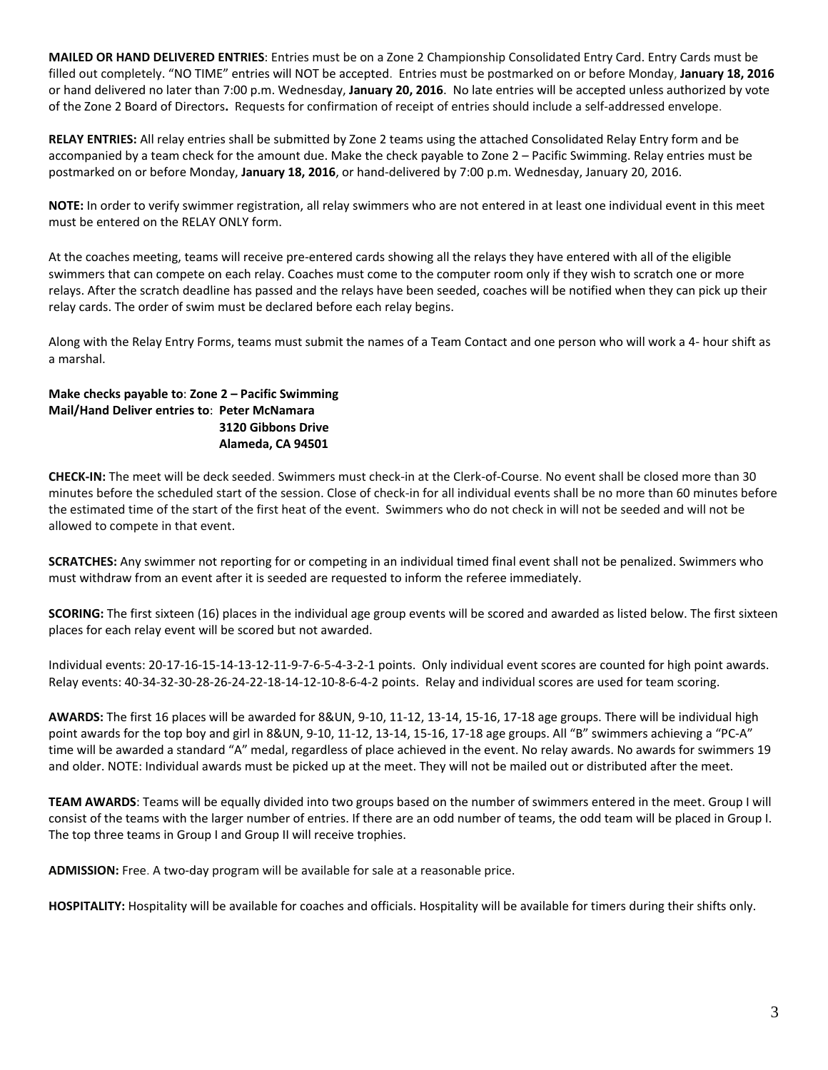**MAILED OR HAND DELIVERED ENTRIES**: Entries must be on a Zone 2 Championship Consolidated Entry Card. Entry Cards must be filled out completely. "NO TIME" entries will NOT be accepted. Entries must be postmarked on or before Monday, **January 18, 2016** or hand delivered no later than 7:00 p.m. Wednesday, **January 20, 2016**. No late entries will be accepted unless authorized by vote of the Zone 2 Board of Directors**.** Requests for confirmation of receipt of entries should include a self-addressed envelope.

**RELAY ENTRIES:** All relay entries shall be submitted by Zone 2 teams using the attached Consolidated Relay Entry form and be accompanied by a team check for the amount due. Make the check payable to Zone 2 – Pacific Swimming. Relay entries must be postmarked on or before Monday, **January 18, 2016**, or hand-delivered by 7:00 p.m. Wednesday, January 20, 2016.

**NOTE:** In order to verify swimmer registration, all relay swimmers who are not entered in at least one individual event in this meet must be entered on the RELAY ONLY form.

At the coaches meeting, teams will receive pre-entered cards showing all the relays they have entered with all of the eligible swimmers that can compete on each relay. Coaches must come to the computer room only if they wish to scratch one or more relays. After the scratch deadline has passed and the relays have been seeded, coaches will be notified when they can pick up their relay cards. The order of swim must be declared before each relay begins.

Along with the Relay Entry Forms, teams must submit the names of a Team Contact and one person who will work a 4- hour shift as a marshal.

**Make checks payable to**: **Zone 2 – Pacific Swimming**
**Mail/Hand Deliver entries to**: **Peter McNamara**
**3120 Gibbons Drive**
**Alameda, CA 94501**

**CHECK-IN:** The meet will be deck seeded. Swimmers must check-in at the Clerk-of-Course. No event shall be closed more than 30 minutes before the scheduled start of the session. Close of check-in for all individual events shall be no more than 60 minutes before the estimated time of the start of the first heat of the event. Swimmers who do not check in will not be seeded and will not be allowed to compete in that event.

**SCRATCHES:** Any swimmer not reporting for or competing in an individual timed final event shall not be penalized. Swimmers who must withdraw from an event after it is seeded are requested to inform the referee immediately.

**SCORING:** The first sixteen (16) places in the individual age group events will be scored and awarded as listed below. The first sixteen places for each relay event will be scored but not awarded.

Individual events: 20-17-16-15-14-13-12-11-9-7-6-5-4-3-2-1 points. Only individual event scores are counted for high point awards. Relay events: 40-34-32-30-28-26-24-22-18-14-12-10-8-6-4-2 points. Relay and individual scores are used for team scoring.

**AWARDS:** The first 16 places will be awarded for 8&UN, 9-10, 11-12, 13-14, 15-16, 17-18 age groups. There will be individual high point awards for the top boy and girl in 8&UN, 9-10, 11-12, 13-14, 15-16, 17-18 age groups. All "B" swimmers achieving a "PC-A" time will be awarded a standard "A" medal, regardless of place achieved in the event. No relay awards. No awards for swimmers 19 and older. NOTE: Individual awards must be picked up at the meet. They will not be mailed out or distributed after the meet.

**TEAM AWARDS**: Teams will be equally divided into two groups based on the number of swimmers entered in the meet. Group I will consist of the teams with the larger number of entries. If there are an odd number of teams, the odd team will be placed in Group I. The top three teams in Group I and Group II will receive trophies.

**ADMISSION:** Free. A two-day program will be available for sale at a reasonable price.

**HOSPITALITY:** Hospitality will be available for coaches and officials. Hospitality will be available for timers during their shifts only.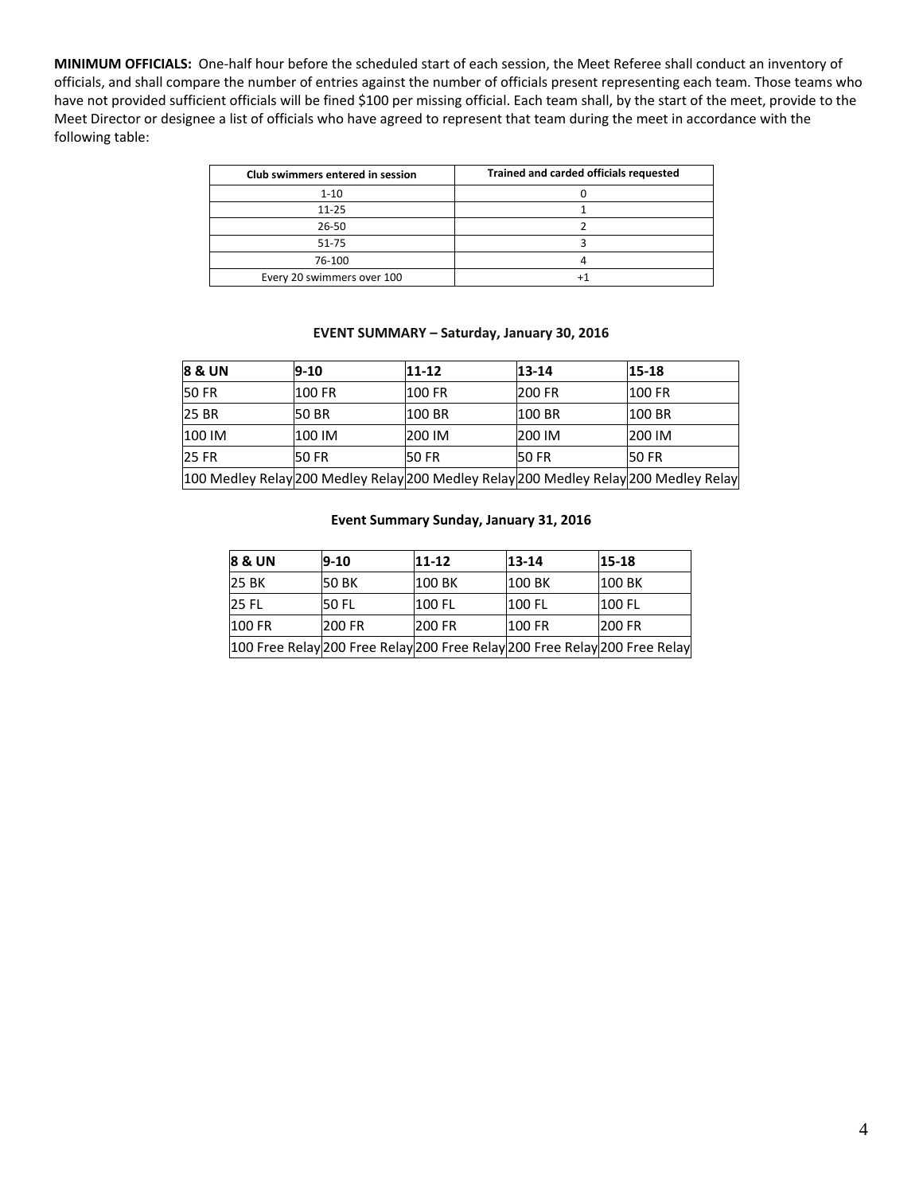**MINIMUM OFFICIALS:** One-half hour before the scheduled start of each session, the Meet Referee shall conduct an inventory of officials, and shall compare the number of entries against the number of officials present representing each team. Those teams who have not provided sufficient officials will be fined $100 per missing official. Each team shall, by the start of the meet, provide to the Meet Director or designee a list of officials who have agreed to represent that team during the meet in accordance with the following table:

| Club swimmers entered in session | Trained and carded officials requested |
|---|---|
| 1-10 | 0 |
| 11-25 | 1 |
| 26-50 | 2 |
| 51-75 | 3 |
| 76-100 | 4 |
| Every 20 swimmers over 100 | +1 |

**EVENT SUMMARY – Saturday, January 30, 2016**

| 8 & UN | 9-10 | 11-12 | 13-14 | 15-18 |
|---|---|---|---|---|
| 50 FR | 100 FR | 100 FR | 200 FR | 100 FR |
| 25 BR | 50 BR | 100 BR | 100 BR | 100 BR |
| 100 IM | 100 IM | 200 IM | 200 IM | 200 IM |
| 25 FR | 50 FR | 50 FR | 50 FR | 50 FR |
| 100 Medley Relay | 200 Medley Relay | 200 Medley Relay | 200 Medley Relay | 200 Medley Relay |

**Event Summary Sunday, January 31, 2016**

| 8 & UN | 9-10 | 11-12 | 13-14 | 15-18 |
|---|---|---|---|---|
| 25 BK | 50 BK | 100 BK | 100 BK | 100 BK |
| 25 FL | 50 FL | 100 FL | 100 FL | 100 FL |
| 100 FR | 200 FR | 200 FR | 100 FR | 200 FR |
| 100 Free Relay | 200 Free Relay | 200 Free Relay | 200 Free Relay | 200 Free Relay |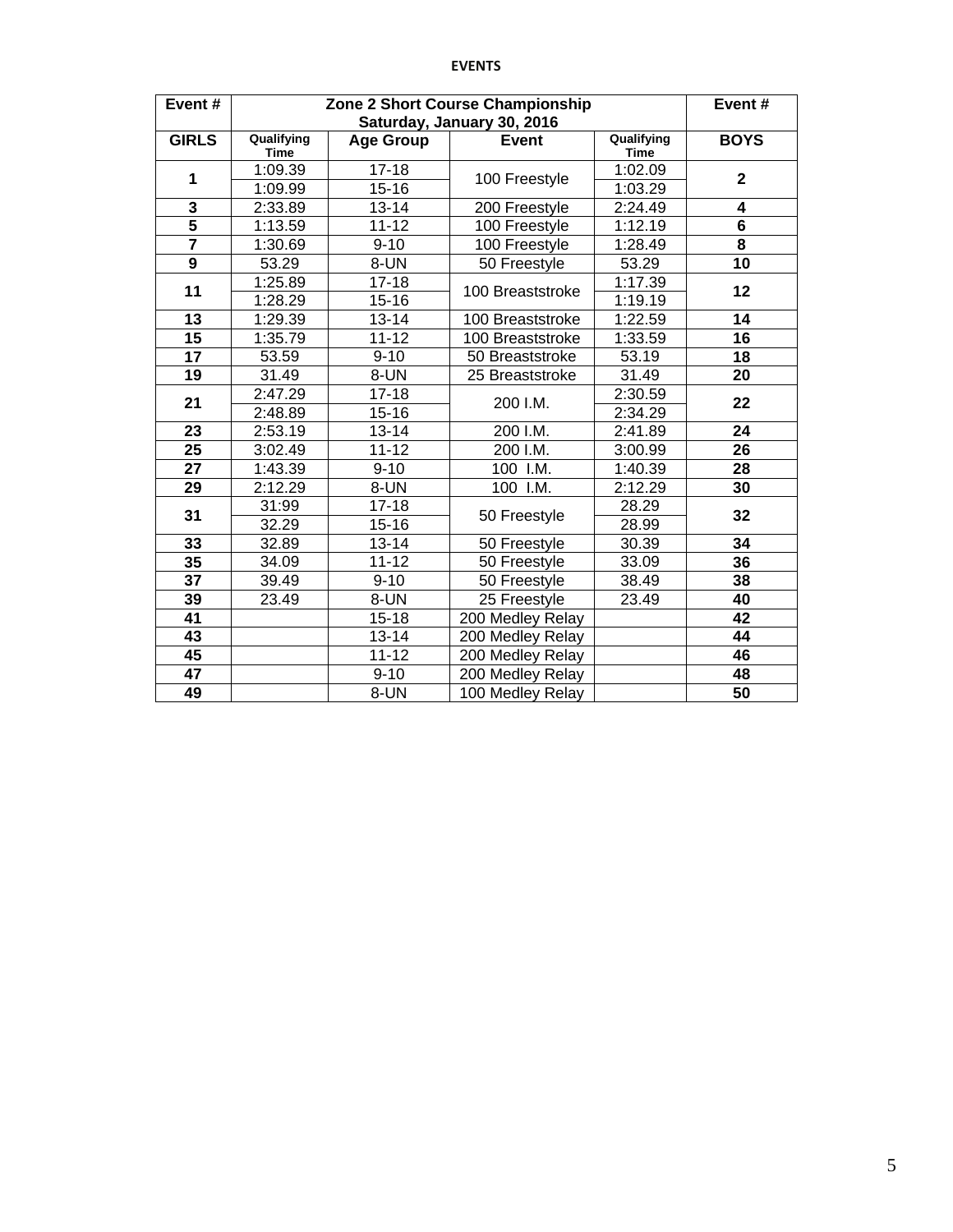**EVENTS**

| Event # | Zone 2 Short Course Championship Saturday, January 30, 2016 | | | | Event # |
|---|---|---|---|---|---|
| **GIRLS** | **Qualifying Time** | **Age Group** | **Event** | **Qualifying Time** | **BOYS** |
| **1** | 1:09.39 | 17-18 | 100 Freestyle | 1:02.09 | **2** |
| | 1:09.99 | 15-16 | | 1:03.29 | |
| **3** | 2:33.89 | 13-14 | 200 Freestyle | 2:24.49 | **4** |
| **5** | 1:13.59 | 11-12 | 100 Freestyle | 1:12.19 | **6** |
| **7** | 1:30.69 | 9-10 | 100 Freestyle | 1:28.49 | **8** |
| **9** | 53.29 | 8-UN | 50 Freestyle | 53.29 | **10** |
| **11** | 1:25.89 | 17-18 | 100 Breaststroke | 1:17.39 | **12** |
| | 1:28.29 | 15-16 | | 1:19.19 | |
| **13** | 1:29.39 | 13-14 | 100 Breaststroke | 1:22.59 | **14** |
| **15** | 1:35.79 | 11-12 | 100 Breaststroke | 1:33.59 | **16** |
| **17** | 53.59 | 9-10 | 50 Breaststroke | 53.19 | **18** |
| **19** | 31.49 | 8-UN | 25 Breaststroke | 31.49 | **20** |
| **21** | 2:47.29 | 17-18 | 200 I.M. | 2:30.59 | **22** |
| | 2:48.89 | 15-16 | | 2:34.29 | |
| **23** | 2:53.19 | 13-14 | 200 I.M. | 2:41.89 | **24** |
| **25** | 3:02.49 | 11-12 | 200 I.M. | 3:00.99 | **26** |
| **27** | 1:43.39 | 9-10 | 100 I.M. | 1:40.39 | **28** |
| **29** | 2:12.29 | 8-UN | 100 I.M. | 2:12.29 | **30** |
| **31** | 31:99 | 17-18 | 50 Freestyle | 28.29 | **32** |
| | 32.29 | 15-16 | | 28.99 | |
| **33** | 32.89 | 13-14 | 50 Freestyle | 30.39 | **34** |
| **35** | 34.09 | 11-12 | 50 Freestyle | 33.09 | **36** |
| **37** | 39.49 | 9-10 | 50 Freestyle | 38.49 | **38** |
| **39** | 23.49 | 8-UN | 25 Freestyle | 23.49 | **40** |
| **41** | | 15-18 | 200 Medley Relay | | **42** |
| **43** | | 13-14 | 200 Medley Relay | | **44** |
| **45** | | 11-12 | 200 Medley Relay | | **46** |
| **47** | | 9-10 | 200 Medley Relay | | **48** |
| **49** | | 8-UN | 100 Medley Relay | | **50** |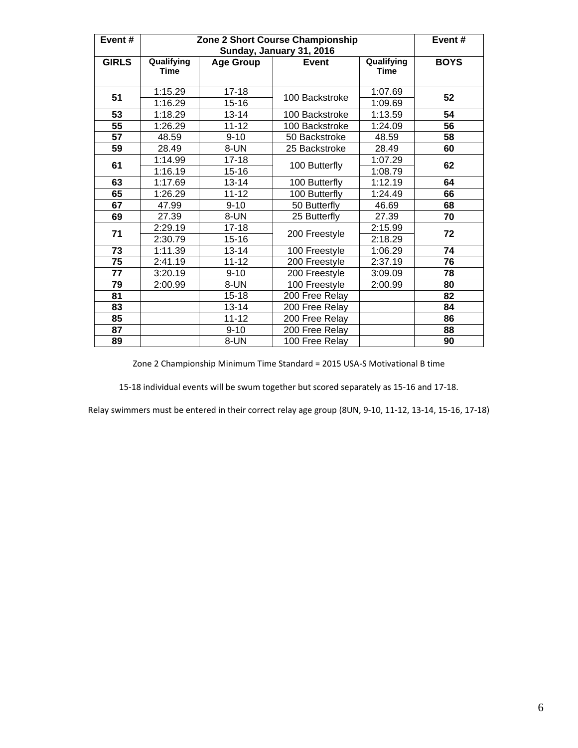| Event # | Zone 2 Short Course Championship<br>Sunday, January 31, 2016 | | | | Event # |
|---|---|---|---|---|---|
| **GIRLS** | **Qualifying Time** | **Age Group** | **Event** | **Qualifying Time** | **BOYS** |
| **51** | 1:15.29 | 17-18 | 100 Backstroke | 1:07.69 | **52** |
| | 1:16.29 | 15-16 | | 1:09.69 | |
| **53** | 1:18.29 | 13-14 | 100 Backstroke | 1:13.59 | **54** |
| **55** | 1:26.29 | 11-12 | 100 Backstroke | 1:24.09 | **56** |
| **57** | 48.59 | 9-10 | 50 Backstroke | 48.59 | **58** |
| **59** | 28.49 | 8-UN | 25 Backstroke | 28.49 | **60** |
| **61** | 1:14.99 | 17-18 | 100 Butterfly | 1:07.29 | **62** |
| | 1:16.19 | 15-16 | | 1:08.79 | |
| **63** | 1:17.69 | 13-14 | 100 Butterfly | 1:12.19 | **64** |
| **65** | 1:26.29 | 11-12 | 100 Butterfly | 1:24.49 | **66** |
| **67** | 47.99 | 9-10 | 50 Butterfly | 46.69 | **68** |
| **69** | 27.39 | 8-UN | 25 Butterfly | 27.39 | **70** |
| **71** | 2:29.19 | 17-18 | 200 Freestyle | 2:15.99 | **72** |
| | 2:30.79 | 15-16 | | 2:18.29 | |
| **73** | 1:11.39 | 13-14 | 100 Freestyle | 1:06.29 | **74** |
| **75** | 2:41.19 | 11-12 | 200 Freestyle | 2:37.19 | **76** |
| **77** | 3:20.19 | 9-10 | 200 Freestyle | 3:09.09 | **78** |
| **79** | 2:00.99 | 8-UN | 100 Freestyle | 2:00.99 | **80** |
| **81** | | 15-18 | 200 Free Relay | | **82** |
| **83** | | 13-14 | 200 Free Relay | | **84** |
| **85** | | 11-12 | 200 Free Relay | | **86** |
| **87** | | 9-10 | 200 Free Relay | | **88** |
| **89** | | 8-UN | 100 Free Relay | | **90** |

Zone 2 Championship Minimum Time Standard = 2015 USA-S Motivational B time

15-18 individual events will be swum together but scored separately as 15-16 and 17-18.

Relay swimmers must be entered in their correct relay age group (8UN, 9-10, 11-12, 13-14, 15-16, 17-18)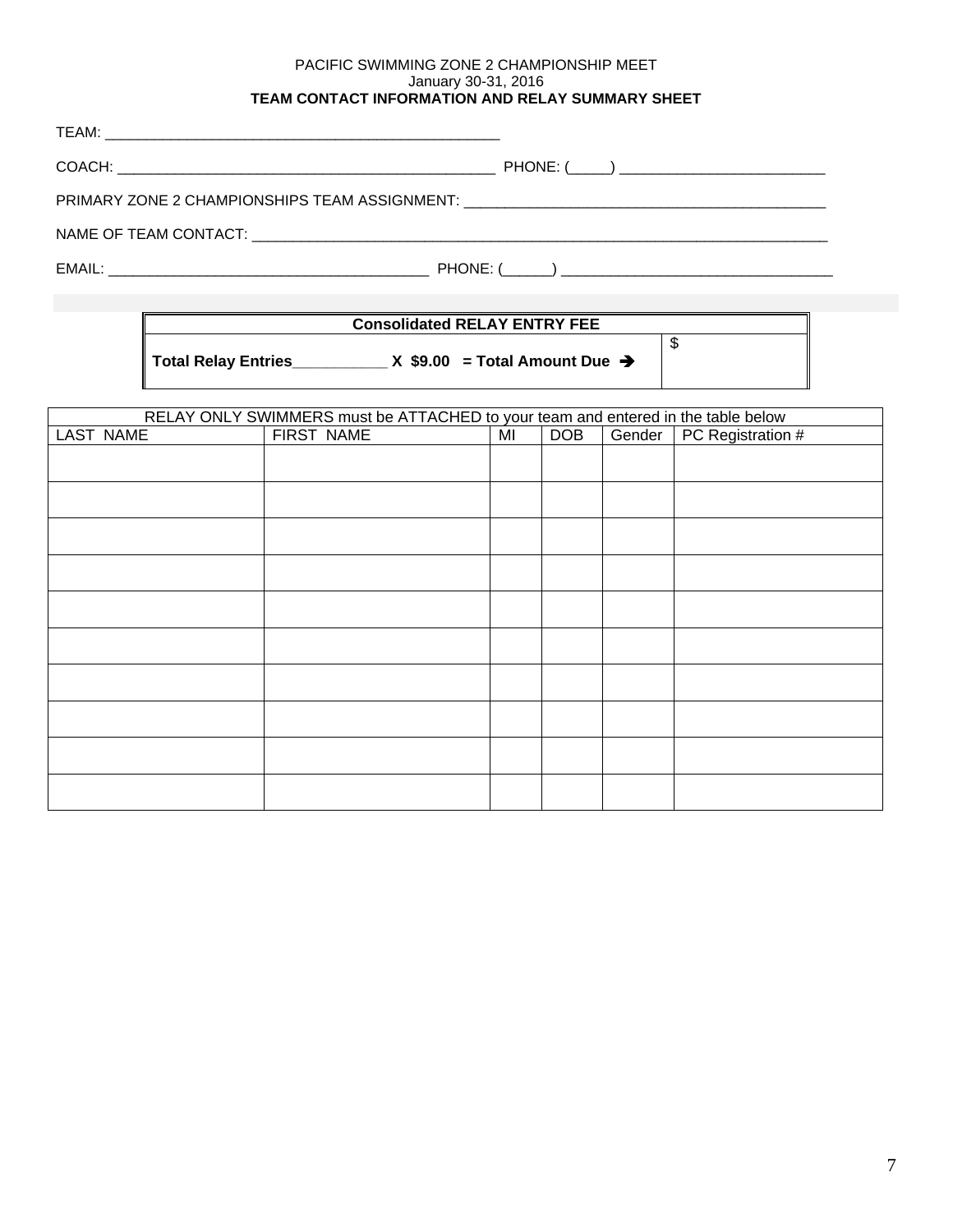PACIFIC SWIMMING ZONE 2 CHAMPIONSHIP MEET
January 30-31, 2016
**TEAM CONTACT INFORMATION AND RELAY SUMMARY SHEET**

TEAM: ___________________________________________________

COACH: ________________________________________________ PHONE: (_____) ___________________________

PRIMARY ZONE 2 CHAMPIONSHIPS TEAM ASSIGNMENT: _______________________________________________

NAME OF TEAM CONTACT: _________________________________________________________________________

EMAIL: __________________________________________ PHONE: (______) ___________________________________

| **Consolidated RELAY ENTRY FEE** | |
|---|---|
| **Total Relay Entries___________ X $9.00 = Total Amount Due ➔** | $ |

| RELAY ONLY SWIMMERS must be ATTACHED to your team and entered in the table below | | | | | |
|---|---|---|---|---|---|
| LAST NAME | FIRST NAME | MI | DOB | Gender | PC Registration # |
| | | | | | |
| | | | | | |
| | | | | | |
| | | | | | |
| | | | | | |
| | | | | | |
| | | | | | |
| | | | | | |
| | | | | | |
| | | | | | |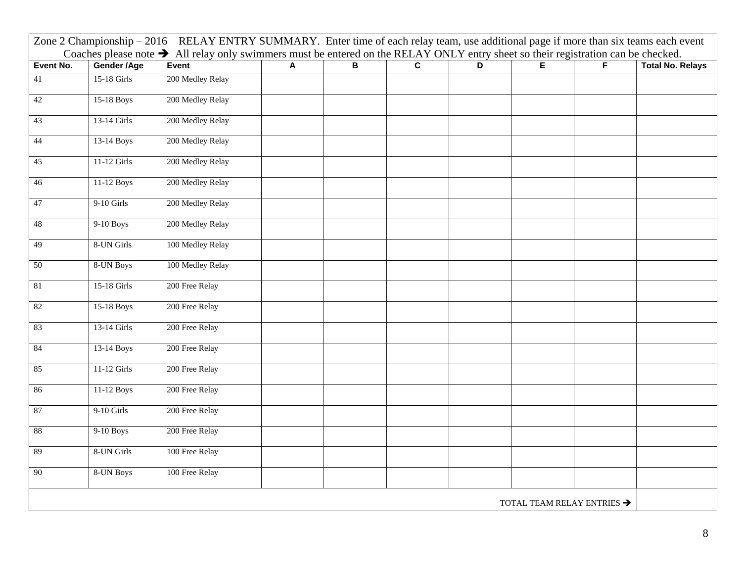Zone 2 Championship – 2016 RELAY ENTRY SUMMARY. Enter time of each relay team, use additional page if more than six teams each event

Coaches please note → All relay only swimmers must be entered on the RELAY ONLY entry sheet so their registration can be checked.

| Event No. | Gender /Age | Event | A | B | C | D | E | F | Total No. Relays |
|---|---|---|---|---|---|---|---|---|---|
| 41 | 15-18 Girls | 200 Medley Relay | | | | | | | |
| 42 | 15-18 Boys | 200 Medley Relay | | | | | | | |
| 43 | 13-14 Girls | 200 Medley Relay | | | | | | | |
| 44 | 13-14 Boys | 200 Medley Relay | | | | | | | |
| 45 | 11-12 Girls | 200 Medley Relay | | | | | | | |
| 46 | 11-12 Boys | 200 Medley Relay | | | | | | | |
| 47 | 9-10 Girls | 200 Medley Relay | | | | | | | |
| 48 | 9-10 Boys | 200 Medley Relay | | | | | | | |
| 49 | 8-UN Girls | 100 Medley Relay | | | | | | | |
| 50 | 8-UN Boys | 100 Medley Relay | | | | | | | |
| 81 | 15-18 Girls | 200 Free Relay | | | | | | | |
| 82 | 15-18 Boys | 200 Free Relay | | | | | | | |
| 83 | 13-14 Girls | 200 Free Relay | | | | | | | |
| 84 | 13-14 Boys | 200 Free Relay | | | | | | | |
| 85 | 11-12 Girls | 200 Free Relay | | | | | | | |
| 86 | 11-12 Boys | 200 Free Relay | | | | | | | |
| 87 | 9-10 Girls | 200 Free Relay | | | | | | | |
| 88 | 9-10 Boys | 200 Free Relay | | | | | | | |
| 89 | 8-UN Girls | 100 Free Relay | | | | | | | |
| 90 | 8-UN Boys | 100 Free Relay | | | | | | | |
| | | | | | | | | TOTAL TEAM RELAY ENTRIES → | |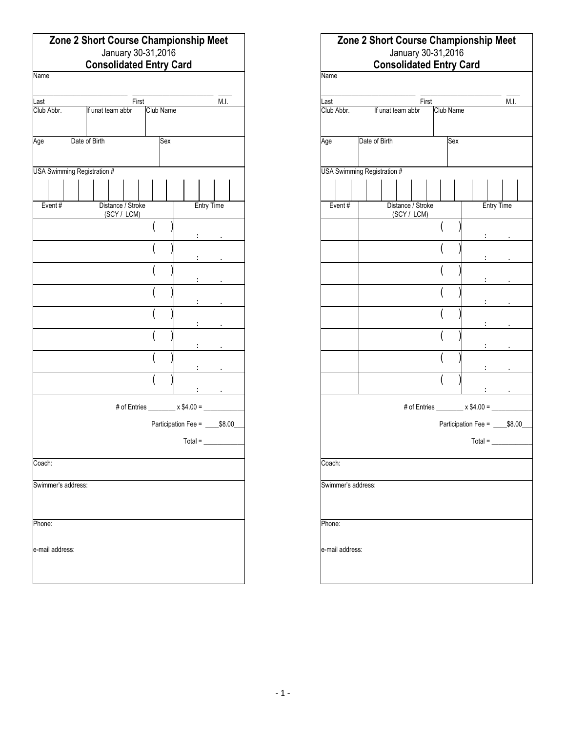# Zone 2 Short Course Championship Meet

January 30-31,2016

**Consolidated Entry Card**

Name

| Last | First | M.I. |
|---|---|---|
| | | |

| Club Abbr. | If unat team abbr | Club Name |
|---|---|---|
| | | |

| Age | Date of Birth | Sex |
|---|---|---|
| | | |

USA Swimming Registration #

| Event # | Distance / Stroke (SCY / LCM) | Entry Time |
|---|---|---|
| | ( ) | : . |
| | ( ) | : . |
| | ( ) | : . |
| | ( ) | : . |
| | ( ) | : . |
| | ( ) | : . |
| | ( ) | : . |
| | ( ) | : . |

# of Entries ________ x $4.00 = ____________

Participation Fee = ____$8.00___

Total = ____________

Coach:

Swimmer's address:

Phone:

e-mail address:

# Zone 2 Short Course Championship Meet

January 30-31,2016

**Consolidated Entry Card**

Name

| Last | First | M.I. |
|---|---|---|
| | | |

| Club Abbr. | If unat team abbr | Club Name |
|---|---|---|
| | | |

| Age | Date of Birth | Sex |
|---|---|---|
| | | |

USA Swimming Registration #

| Event # | Distance / Stroke (SCY / LCM) | Entry Time |
|---|---|---|
| | ( ) | : . |
| | ( ) | : . |
| | ( ) | : . |
| | ( ) | : . |
| | ( ) | : . |
| | ( ) | : . |
| | ( ) | : . |
| | ( ) | : . |

# of Entries ________ x $4.00 = ____________

Participation Fee = ____$8.00___

Total = ____________

Coach:

Swimmer's address:

Phone:

e-mail address: